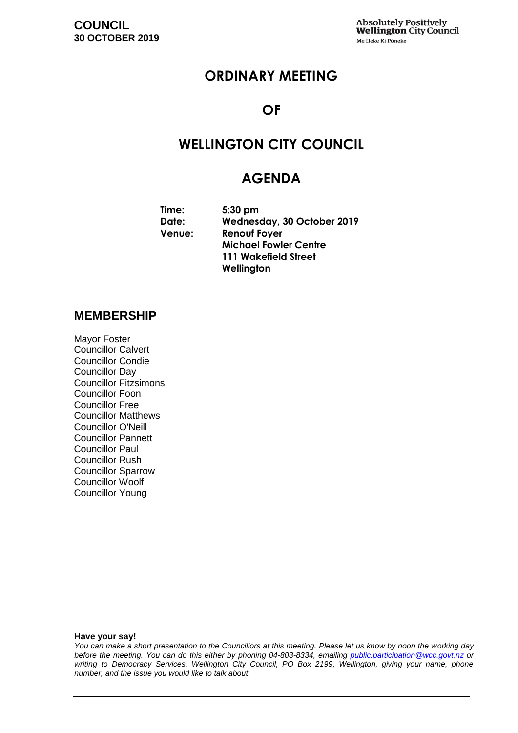**COUNCIL**
**30 OCTOBER 2019**

**Absolutely Positively**
**Wellington City Council**
Me Heke Ki Pōneke

# ORDINARY MEETING

# OF

# WELLINGTON CITY COUNCIL

# AGENDA

| | |
|---|---|
| **Time:** | **5:30 pm** |
| **Date:** | **Wednesday, 30 October 2019** |
| **Venue:** | **Renouf Foyer** |
| | **Michael Fowler Centre** |
| | **111 Wakefield Street** |
| | **Wellington** |

## MEMBERSHIP

Mayor Foster
Councillor Calvert
Councillor Condie
Councillor Day
Councillor Fitzsimons
Councillor Foon
Councillor Free
Councillor Matthews
Councillor O'Neill
Councillor Pannett
Councillor Paul
Councillor Rush
Councillor Sparrow
Councillor Woolf
Councillor Young

**Have your say!**

*You can make a short presentation to the Councillors at this meeting. Please let us know by noon the working day before the meeting. You can do this either by phoning 04-803-8334, emailing public.participation@wcc.govt.nz or writing to Democracy Services, Wellington City Council, PO Box 2199, Wellington, giving your name, phone number, and the issue you would like to talk about.*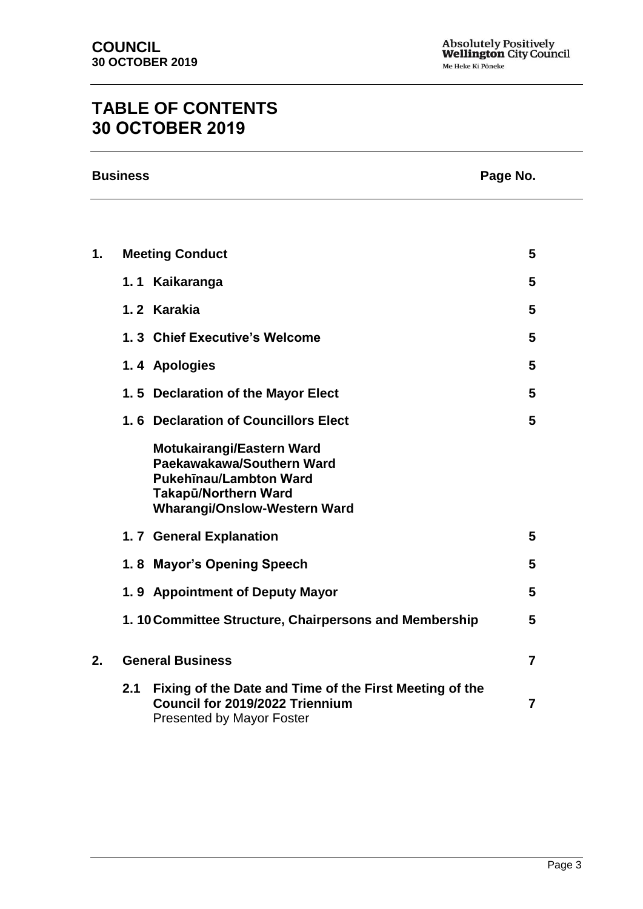# TABLE OF CONTENTS
# 30 OCTOBER 2019

| Business | | Page No. |
|---|---|---|
| **1.** | **Meeting Conduct** | **5** |
| | **1. 1 Kaikaranga** | **5** |
| | **1. 2 Karakia** | **5** |
| | **1. 3 Chief Executive's Welcome** | **5** |
| | **1. 4 Apologies** | **5** |
| | **1. 5 Declaration of the Mayor Elect** | **5** |
| | **1. 6 Declaration of Councillors Elect** | **5** |
| | **Motukairangi/Eastern Ward**<br>**Paekawakawa/Southern Ward**<br>**Pukehīnau/Lambton Ward**<br>**Takapū/Northern Ward**<br>**Wharangi/Onslow-Western Ward** | |
| | **1. 7 General Explanation** | **5** |
| | **1. 8 Mayor's Opening Speech** | **5** |
| | **1. 9 Appointment of Deputy Mayor** | **5** |
| | **1. 10 Committee Structure, Chairpersons and Membership** | **5** |
| **2.** | **General Business** | **7** |
| | **2.1 Fixing of the Date and Time of the First Meeting of the Council for 2019/2022 Triennium**<br>Presented by Mayor Foster | **7** |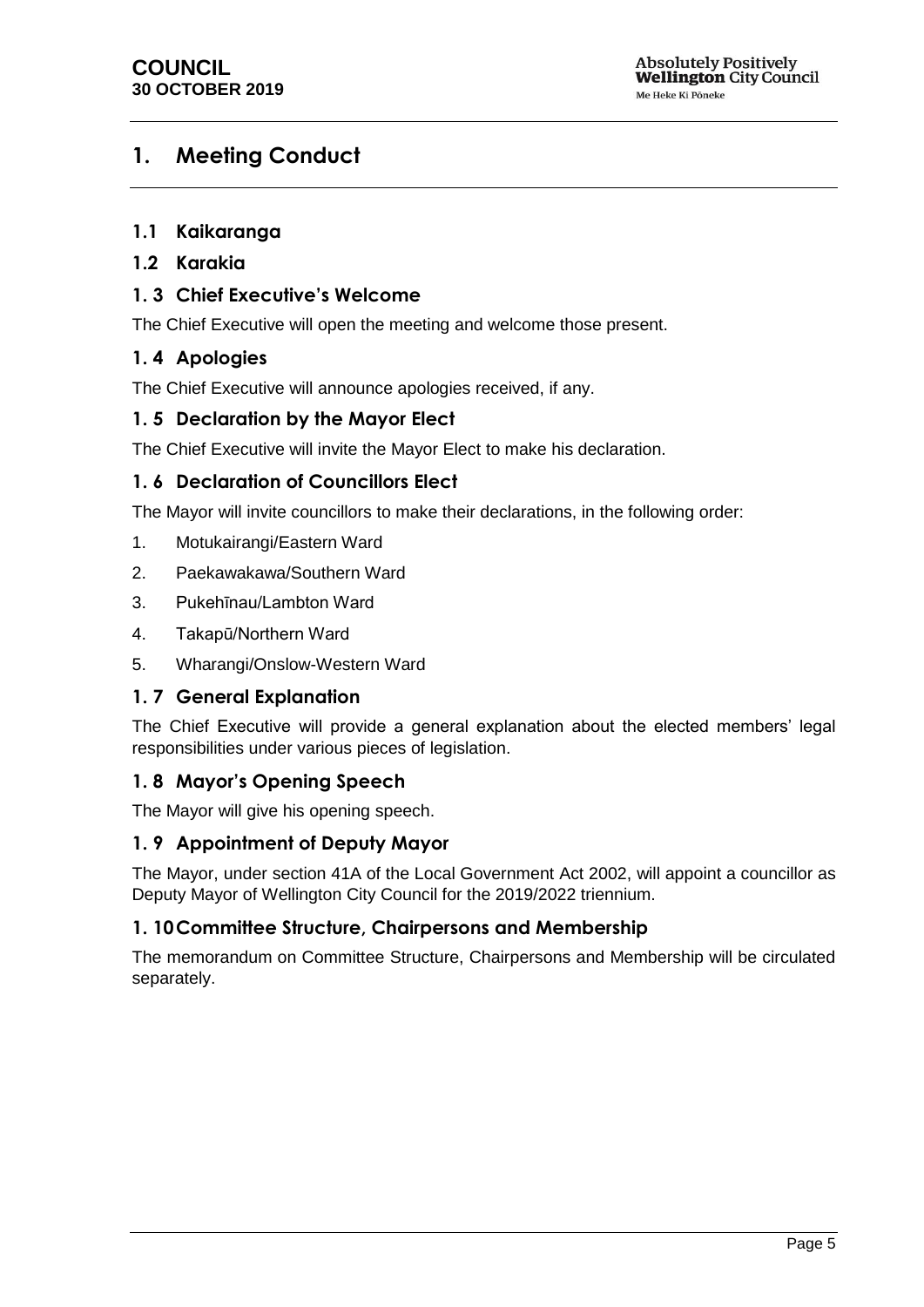# 1. Meeting Conduct

## 1.1 Kaikaranga

## 1.2 Karakia

## 1. 3 Chief Executive's Welcome

The Chief Executive will open the meeting and welcome those present.

## 1. 4 Apologies

The Chief Executive will announce apologies received, if any.

## 1. 5 Declaration by the Mayor Elect

The Chief Executive will invite the Mayor Elect to make his declaration.

## 1. 6 Declaration of Councillors Elect

The Mayor will invite councillors to make their declarations, in the following order:

1. Motukairangi/Eastern Ward
2. Paekawakawa/Southern Ward
3. Pukehīnau/Lambton Ward
4. Takapū/Northern Ward
5. Wharangi/Onslow-Western Ward

## 1. 7 General Explanation

The Chief Executive will provide a general explanation about the elected members' legal responsibilities under various pieces of legislation.

## 1. 8 Mayor's Opening Speech

The Mayor will give his opening speech.

## 1. 9 Appointment of Deputy Mayor

The Mayor, under section 41A of the Local Government Act 2002, will appoint a councillor as Deputy Mayor of Wellington City Council for the 2019/2022 triennium.

## 1. 10 Committee Structure, Chairpersons and Membership

The memorandum on Committee Structure, Chairpersons and Membership will be circulated separately.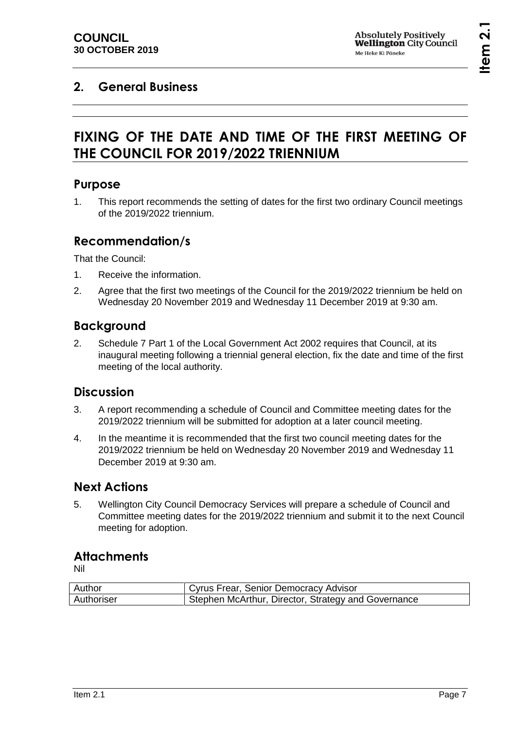## 2. General Business

# FIXING OF THE DATE AND TIME OF THE FIRST MEETING OF THE COUNCIL FOR 2019/2022 TRIENNIUM

## Purpose

1. This report recommends the setting of dates for the first two ordinary Council meetings of the 2019/2022 triennium.

## Recommendation/s

That the Council:

1. Receive the information.
2. Agree that the first two meetings of the Council for the 2019/2022 triennium be held on Wednesday 20 November 2019 and Wednesday 11 December 2019 at 9:30 am.

## Background

2. Schedule 7 Part 1 of the Local Government Act 2002 requires that Council, at its inaugural meeting following a triennial general election, fix the date and time of the first meeting of the local authority.

## Discussion

3. A report recommending a schedule of Council and Committee meeting dates for the 2019/2022 triennium will be submitted for adoption at a later council meeting.
4. In the meantime it is recommended that the first two council meeting dates for the 2019/2022 triennium be held on Wednesday 20 November 2019 and Wednesday 11 December 2019 at 9:30 am.

## Next Actions

5. Wellington City Council Democracy Services will prepare a schedule of Council and Committee meeting dates for the 2019/2022 triennium and submit it to the next Council meeting for adoption.

## Attachments

Nil

| | |
|---|---|
| Author | Cyrus Frear, Senior Democracy Advisor |
| Authoriser | Stephen McArthur, Director, Strategy and Governance |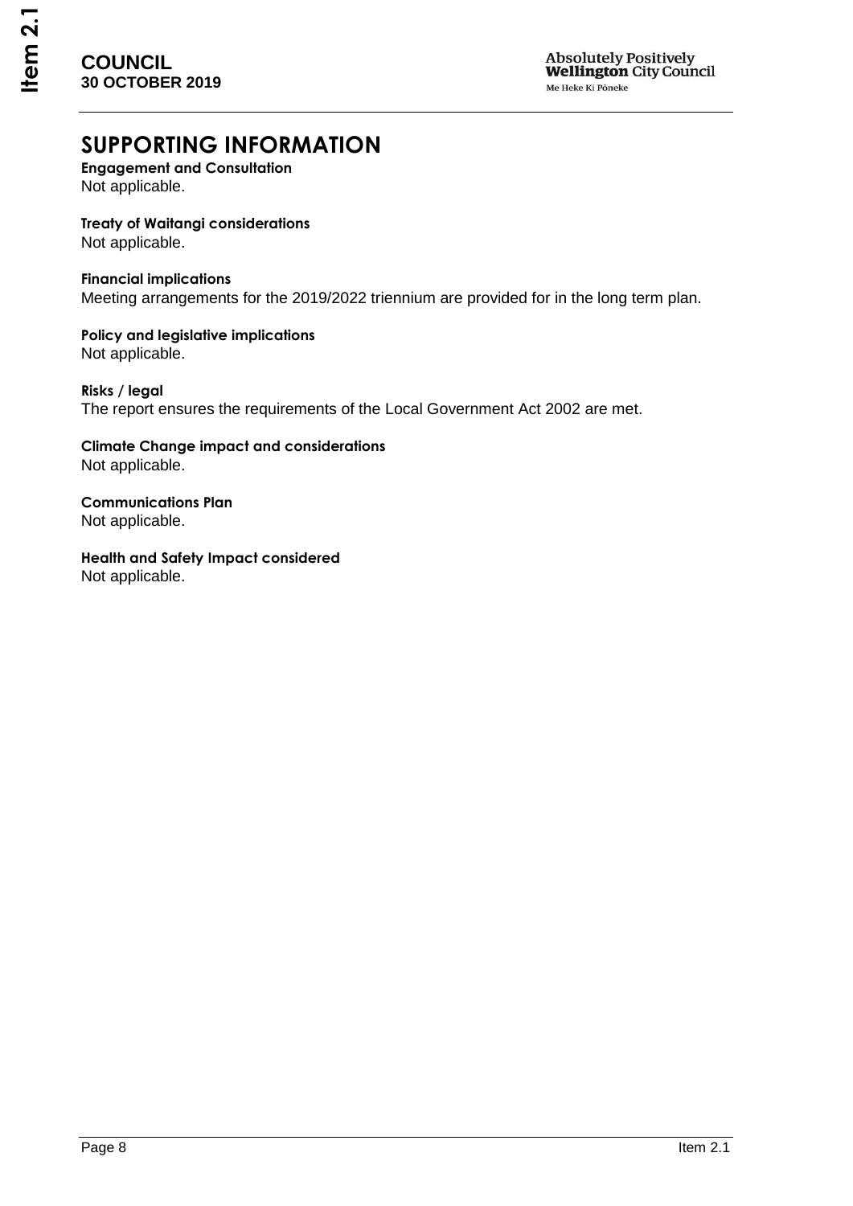# SUPPORTING INFORMATION

**Engagement and Consultation**
Not applicable.

**Treaty of Waitangi considerations**
Not applicable.

**Financial implications**
Meeting arrangements for the 2019/2022 triennium are provided for in the long term plan.

**Policy and legislative implications**
Not applicable.

**Risks / legal**
The report ensures the requirements of the Local Government Act 2002 are met.

**Climate Change impact and considerations**
Not applicable.

**Communications Plan**
Not applicable.

**Health and Safety Impact considered**
Not applicable.